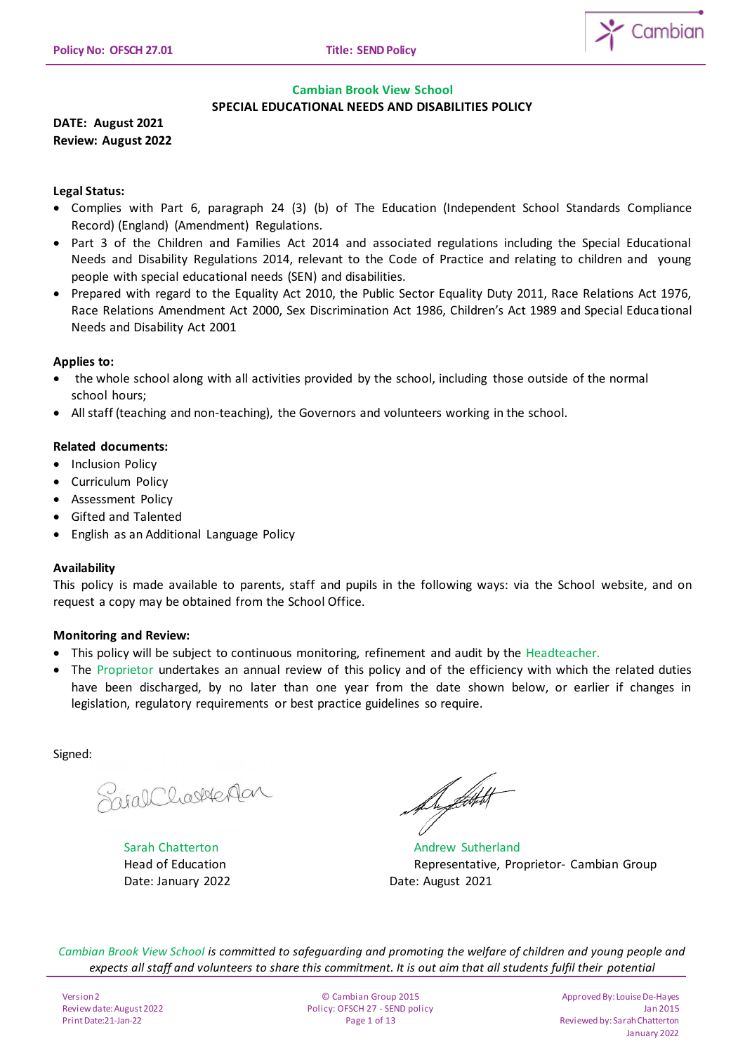## Cambian Brook View School

### SPECIAL EDUCATIONAL NEEDS AND DISABILITIES POLICY

**DATE: August 2021**
**Review: August 2022**

**Legal Status:**

- Complies with Part 6, paragraph 24 (3) (b) of The Education (Independent School Standards Compliance Record) (England) (Amendment) Regulations.
- Part 3 of the Children and Families Act 2014 and associated regulations including the Special Educational Needs and Disability Regulations 2014, relevant to the Code of Practice and relating to children and young people with special educational needs (SEN) and disabilities.
- Prepared with regard to the Equality Act 2010, the Public Sector Equality Duty 2011, Race Relations Act 1976, Race Relations Amendment Act 2000, Sex Discrimination Act 1986, Children's Act 1989 and Special Educational Needs and Disability Act 2001

**Applies to:**

- the whole school along with all activities provided by the school, including those outside of the normal school hours;
- All staff (teaching and non-teaching), the Governors and volunteers working in the school.

**Related documents:**

- Inclusion Policy
- Curriculum Policy
- Assessment Policy
- Gifted and Talented
- English as an Additional Language Policy

**Availability**

This policy is made available to parents, staff and pupils in the following ways: via the School website, and on request a copy may be obtained from the School Office.

**Monitoring and Review:**

- This policy will be subject to continuous monitoring, refinement and audit by the Headteacher.
- The Proprietor undertakes an annual review of this policy and of the efficiency with which the related duties have been discharged, by no later than one year from the date shown below, or earlier if changes in legislation, regulatory requirements or best practice guidelines so require.

Signed:

Sarah Chatterton
Head of Education
Date: January 2022

Andrew Sutherland
Representative, Proprietor- Cambian Group
Date: August 2021

*Cambian Brook View School is committed to safeguarding and promoting the welfare of children and young people and expects all staff and volunteers to share this commitment. It is out aim that all students fulfil their potential*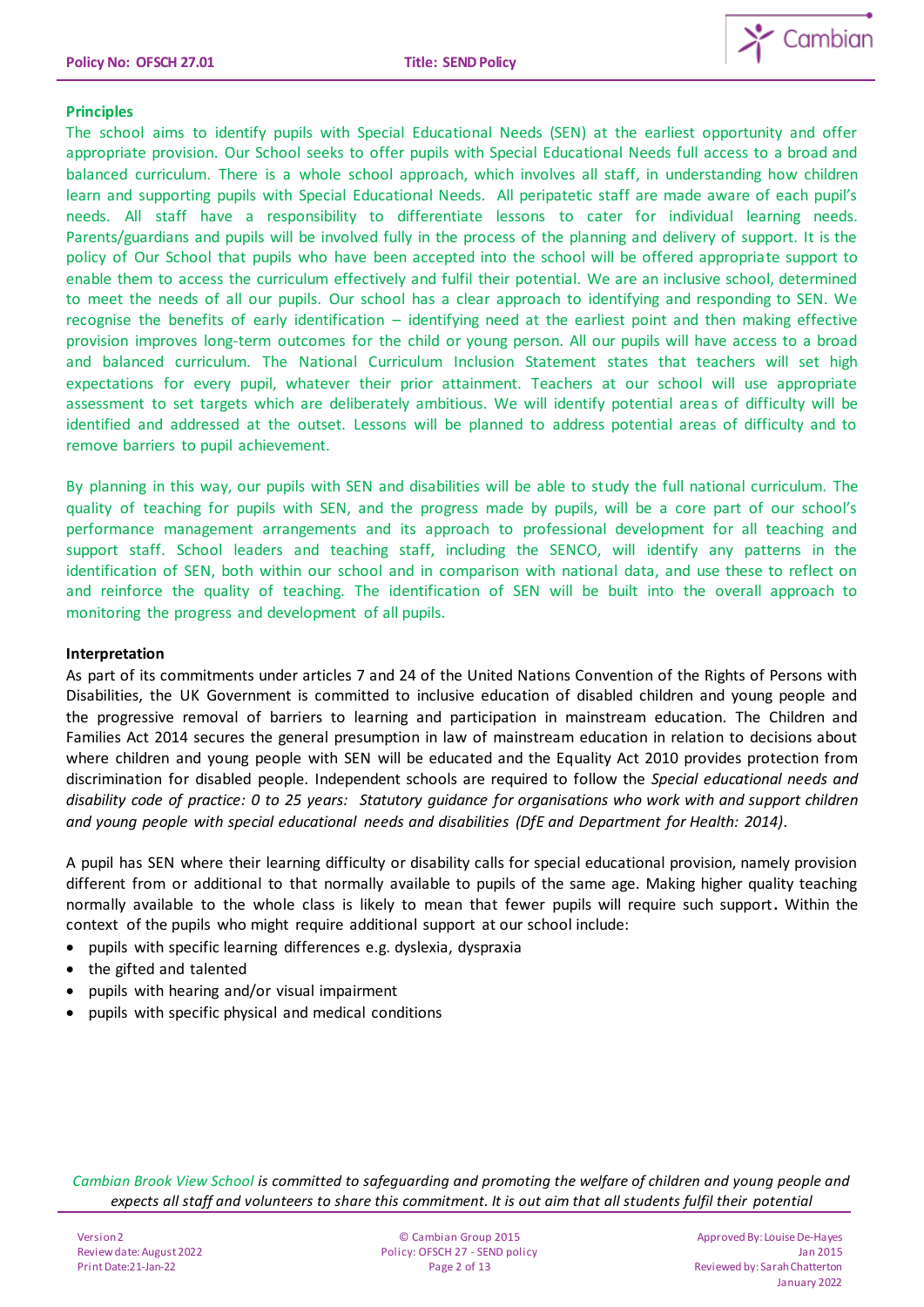**Principles**

The school aims to identify pupils with Special Educational Needs (SEN) at the earliest opportunity and offer appropriate provision. Our School seeks to offer pupils with Special Educational Needs full access to a broad and balanced curriculum. There is a whole school approach, which involves all staff, in understanding how children learn and supporting pupils with Special Educational Needs. All peripatetic staff are made aware of each pupil's needs. All staff have a responsibility to differentiate lessons to cater for individual learning needs. Parents/guardians and pupils will be involved fully in the process of the planning and delivery of support. It is the policy of Our School that pupils who have been accepted into the school will be offered appropriate support to enable them to access the curriculum effectively and fulfil their potential. We are an inclusive school, determined to meet the needs of all our pupils. Our school has a clear approach to identifying and responding to SEN. We recognise the benefits of early identification – identifying need at the earliest point and then making effective provision improves long-term outcomes for the child or young person. All our pupils will have access to a broad and balanced curriculum. The National Curriculum Inclusion Statement states that teachers will set high expectations for every pupil, whatever their prior attainment. Teachers at our school will use appropriate assessment to set targets which are deliberately ambitious. We will identify potential areas of difficulty will be identified and addressed at the outset. Lessons will be planned to address potential areas of difficulty and to remove barriers to pupil achievement.

By planning in this way, our pupils with SEN and disabilities will be able to study the full national curriculum. The quality of teaching for pupils with SEN, and the progress made by pupils, will be a core part of our school's performance management arrangements and its approach to professional development for all teaching and support staff. School leaders and teaching staff, including the SENCO, will identify any patterns in the identification of SEN, both within our school and in comparison with national data, and use these to reflect on and reinforce the quality of teaching. The identification of SEN will be built into the overall approach to monitoring the progress and development of all pupils.

**Interpretation**

As part of its commitments under articles 7 and 24 of the United Nations Convention of the Rights of Persons with Disabilities, the UK Government is committed to inclusive education of disabled children and young people and the progressive removal of barriers to learning and participation in mainstream education. The Children and Families Act 2014 secures the general presumption in law of mainstream education in relation to decisions about where children and young people with SEN will be educated and the Equality Act 2010 provides protection from discrimination for disabled people. Independent schools are required to follow the *Special educational needs and disability code of practice: 0 to 25 years: Statutory guidance for organisations who work with and support children and young people with special educational needs and disabilities (DfE and Department for Health: 2014)*.

A pupil has SEN where their learning difficulty or disability calls for special educational provision, namely provision different from or additional to that normally available to pupils of the same age. Making higher quality teaching normally available to the whole class is likely to mean that fewer pupils will require such support**.** Within the context of the pupils who might require additional support at our school include:

- pupils with specific learning differences e.g. dyslexia, dyspraxia
- the gifted and talented
- pupils with hearing and/or visual impairment
- pupils with specific physical and medical conditions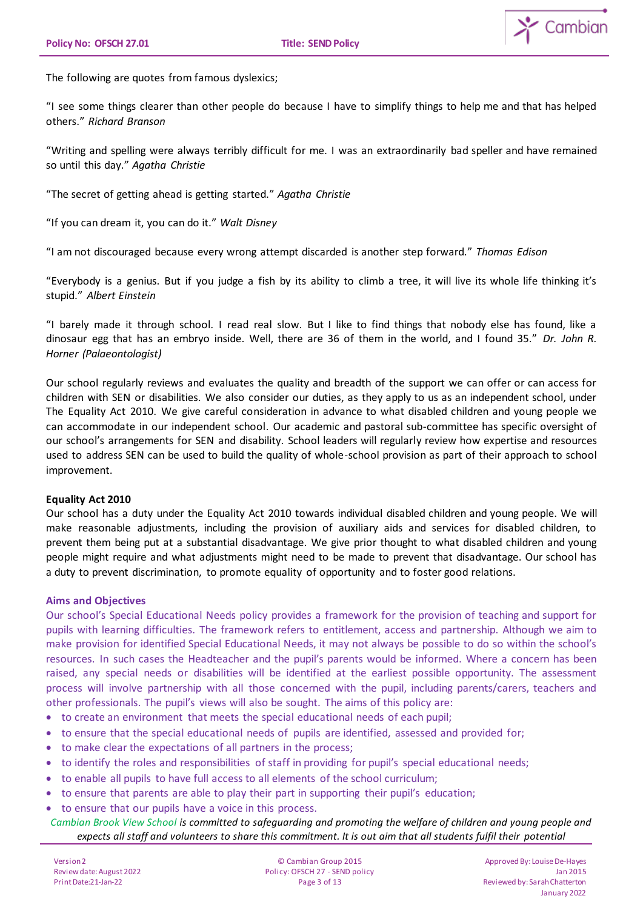The following are quotes from famous dyslexics;

"I see some things clearer than other people do because I have to simplify things to help me and that has helped others." *Richard Branson*

"Writing and spelling were always terribly difficult for me. I was an extraordinarily bad speller and have remained so until this day." *Agatha Christie*

"The secret of getting ahead is getting started." *Agatha Christie*

"If you can dream it, you can do it." *Walt Disney*

"I am not discouraged because every wrong attempt discarded is another step forward." *Thomas Edison*

"Everybody is a genius. But if you judge a fish by its ability to climb a tree, it will live its whole life thinking it's stupid." *Albert Einstein*

"I barely made it through school. I read real slow. But I like to find things that nobody else has found, like a dinosaur egg that has an embryo inside. Well, there are 36 of them in the world, and I found 35." *Dr. John R. Horner (Palaeontologist)*

Our school regularly reviews and evaluates the quality and breadth of the support we can offer or can access for children with SEN or disabilities. We also consider our duties, as they apply to us as an independent school, under The Equality Act 2010. We give careful consideration in advance to what disabled children and young people we can accommodate in our independent school. Our academic and pastoral sub-committee has specific oversight of our school's arrangements for SEN and disability. School leaders will regularly review how expertise and resources used to address SEN can be used to build the quality of whole-school provision as part of their approach to school improvement.

**Equality Act 2010**

Our school has a duty under the Equality Act 2010 towards individual disabled children and young people. We will make reasonable adjustments, including the provision of auxiliary aids and services for disabled children, to prevent them being put at a substantial disadvantage. We give prior thought to what disabled children and young people might require and what adjustments might need to be made to prevent that disadvantage. Our school has a duty to prevent discrimination, to promote equality of opportunity and to foster good relations.

## Aims and Objectives

Our school's Special Educational Needs policy provides a framework for the provision of teaching and support for pupils with learning difficulties. The framework refers to entitlement, access and partnership. Although we aim to make provision for identified Special Educational Needs, it may not always be possible to do so within the school's resources. In such cases the Headteacher and the pupil's parents would be informed. Where a concern has been raised, any special needs or disabilities will be identified at the earliest possible opportunity. The assessment process will involve partnership with all those concerned with the pupil, including parents/carers, teachers and other professionals. The pupil's views will also be sought. The aims of this policy are:

- to create an environment that meets the special educational needs of each pupil;
- to ensure that the special educational needs of pupils are identified, assessed and provided for;
- to make clear the expectations of all partners in the process;
- to identify the roles and responsibilities of staff in providing for pupil's special educational needs;
- to enable all pupils to have full access to all elements of the school curriculum;
- to ensure that parents are able to play their part in supporting their pupil's education;
- to ensure that our pupils have a voice in this process.

*Cambian Brook View School is committed to safeguarding and promoting the welfare of children and young people and expects all staff and volunteers to share this commitment. It is out aim that all students fulfil their potential*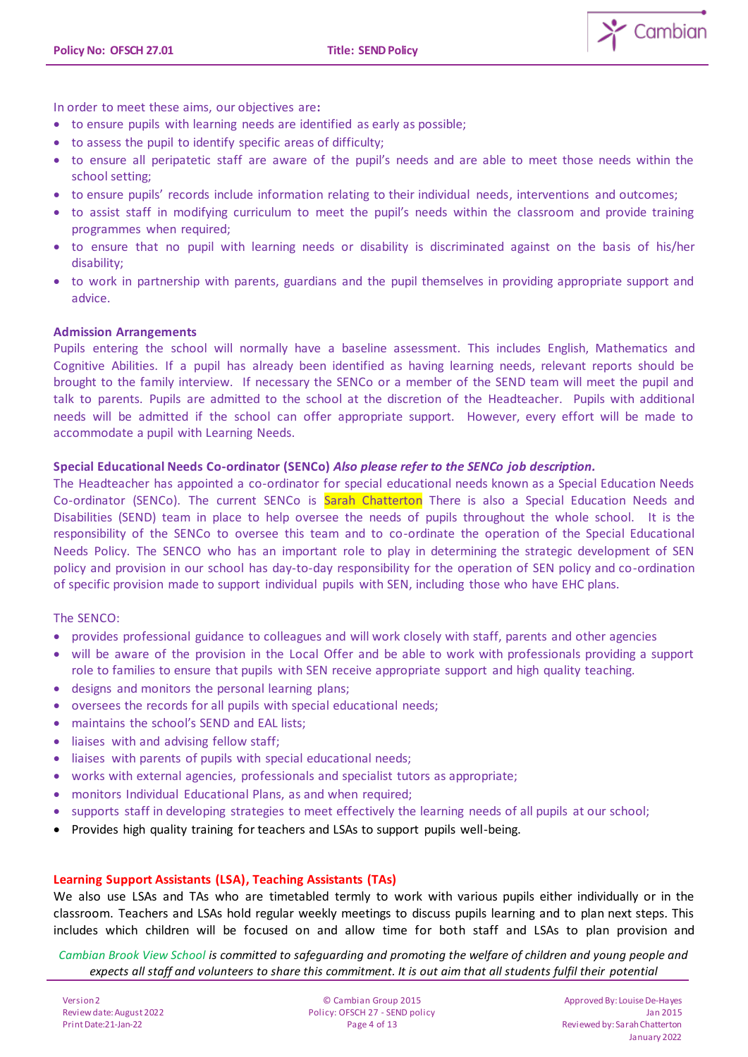In order to meet these aims, our objectives are**:**

- to ensure pupils with learning needs are identified as early as possible;
- to assess the pupil to identify specific areas of difficulty;
- to ensure all peripatetic staff are aware of the pupil's needs and are able to meet those needs within the school setting;
- to ensure pupils' records include information relating to their individual needs, interventions and outcomes;
- to assist staff in modifying curriculum to meet the pupil's needs within the classroom and provide training programmes when required;
- to ensure that no pupil with learning needs or disability is discriminated against on the basis of his/her disability;
- to work in partnership with parents, guardians and the pupil themselves in providing appropriate support and advice.

**Admission Arrangements**

Pupils entering the school will normally have a baseline assessment. This includes English, Mathematics and Cognitive Abilities. If a pupil has already been identified as having learning needs, relevant reports should be brought to the family interview. If necessary the SENCo or a member of the SEND team will meet the pupil and talk to parents. Pupils are admitted to the school at the discretion of the Headteacher. Pupils with additional needs will be admitted if the school can offer appropriate support. However, every effort will be made to accommodate a pupil with Learning Needs.

**Special Educational Needs Co-ordinator (SENCo)** ***Also please refer to the SENCo job description.***

The Headteacher has appointed a co-ordinator for special educational needs known as a Special Education Needs Co-ordinator (SENCo). The current SENCo is Sarah Chatterton There is also a Special Education Needs and Disabilities (SEND) team in place to help oversee the needs of pupils throughout the whole school. It is the responsibility of the SENCo to oversee this team and to co-ordinate the operation of the Special Educational Needs Policy. The SENCO who has an important role to play in determining the strategic development of SEN policy and provision in our school has day-to-day responsibility for the operation of SEN policy and co-ordination of specific provision made to support individual pupils with SEN, including those who have EHC plans.

The SENCO:

- provides professional guidance to colleagues and will work closely with staff, parents and other agencies
- will be aware of the provision in the Local Offer and be able to work with professionals providing a support role to families to ensure that pupils with SEN receive appropriate support and high quality teaching.
- designs and monitors the personal learning plans;
- oversees the records for all pupils with special educational needs;
- maintains the school's SEND and EAL lists;
- liaises with and advising fellow staff;
- liaises with parents of pupils with special educational needs;
- works with external agencies, professionals and specialist tutors as appropriate;
- monitors Individual Educational Plans, as and when required;
- supports staff in developing strategies to meet effectively the learning needs of all pupils at our school;
- Provides high quality training for teachers and LSAs to support pupils well-being.

**Learning Support Assistants (LSA), Teaching Assistants (TAs)**

We also use LSAs and TAs who are timetabled termly to work with various pupils either individually or in the classroom. Teachers and LSAs hold regular weekly meetings to discuss pupils learning and to plan next steps. This includes which children will be focused on and allow time for both staff and LSAs to plan provision and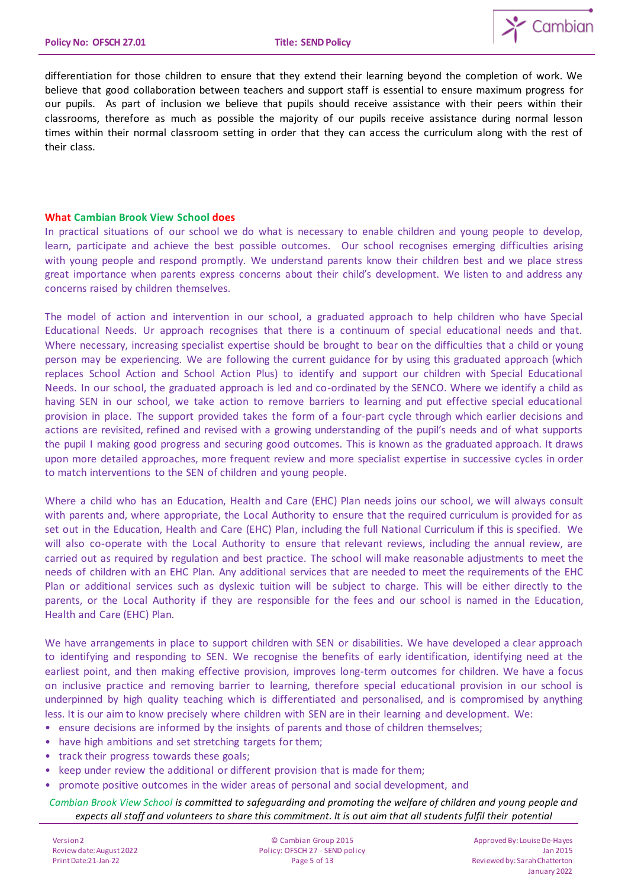differentiation for those children to ensure that they extend their learning beyond the completion of work. We believe that good collaboration between teachers and support staff is essential to ensure maximum progress for our pupils. As part of inclusion we believe that pupils should receive assistance with their peers within their classrooms, therefore as much as possible the majority of our pupils receive assistance during normal lesson times within their normal classroom setting in order that they can access the curriculum along with the rest of their class.

### What Cambian Brook View School does

In practical situations of our school we do what is necessary to enable children and young people to develop, learn, participate and achieve the best possible outcomes. Our school recognises emerging difficulties arising with young people and respond promptly. We understand parents know their children best and we place stress great importance when parents express concerns about their child's development. We listen to and address any concerns raised by children themselves.

The model of action and intervention in our school, a graduated approach to help children who have Special Educational Needs. Ur approach recognises that there is a continuum of special educational needs and that. Where necessary, increasing specialist expertise should be brought to bear on the difficulties that a child or young person may be experiencing. We are following the current guidance for by using this graduated approach (which replaces School Action and School Action Plus) to identify and support our children with Special Educational Needs. In our school, the graduated approach is led and co-ordinated by the SENCO. Where we identify a child as having SEN in our school, we take action to remove barriers to learning and put effective special educational provision in place. The support provided takes the form of a four-part cycle through which earlier decisions and actions are revisited, refined and revised with a growing understanding of the pupil's needs and of what supports the pupil I making good progress and securing good outcomes. This is known as the graduated approach. It draws upon more detailed approaches, more frequent review and more specialist expertise in successive cycles in order to match interventions to the SEN of children and young people.

Where a child who has an Education, Health and Care (EHC) Plan needs joins our school, we will always consult with parents and, where appropriate, the Local Authority to ensure that the required curriculum is provided for as set out in the Education, Health and Care (EHC) Plan, including the full National Curriculum if this is specified. We will also co-operate with the Local Authority to ensure that relevant reviews, including the annual review, are carried out as required by regulation and best practice. The school will make reasonable adjustments to meet the needs of children with an EHC Plan. Any additional services that are needed to meet the requirements of the EHC Plan or additional services such as dyslexic tuition will be subject to charge. This will be either directly to the parents, or the Local Authority if they are responsible for the fees and our school is named in the Education, Health and Care (EHC) Plan.

We have arrangements in place to support children with SEN or disabilities. We have developed a clear approach to identifying and responding to SEN. We recognise the benefits of early identification, identifying need at the earliest point, and then making effective provision, improves long-term outcomes for children. We have a focus on inclusive practice and removing barrier to learning, therefore special educational provision in our school is underpinned by high quality teaching which is differentiated and personalised, and is compromised by anything less. It is our aim to know precisely where children with SEN are in their learning and development. We:

- ensure decisions are informed by the insights of parents and those of children themselves;
- have high ambitions and set stretching targets for them;
- track their progress towards these goals;
- keep under review the additional or different provision that is made for them;
- promote positive outcomes in the wider areas of personal and social development, and

*Cambian Brook View School is committed to safeguarding and promoting the welfare of children and young people and expects all staff and volunteers to share this commitment. It is out aim that all students fulfil their potential*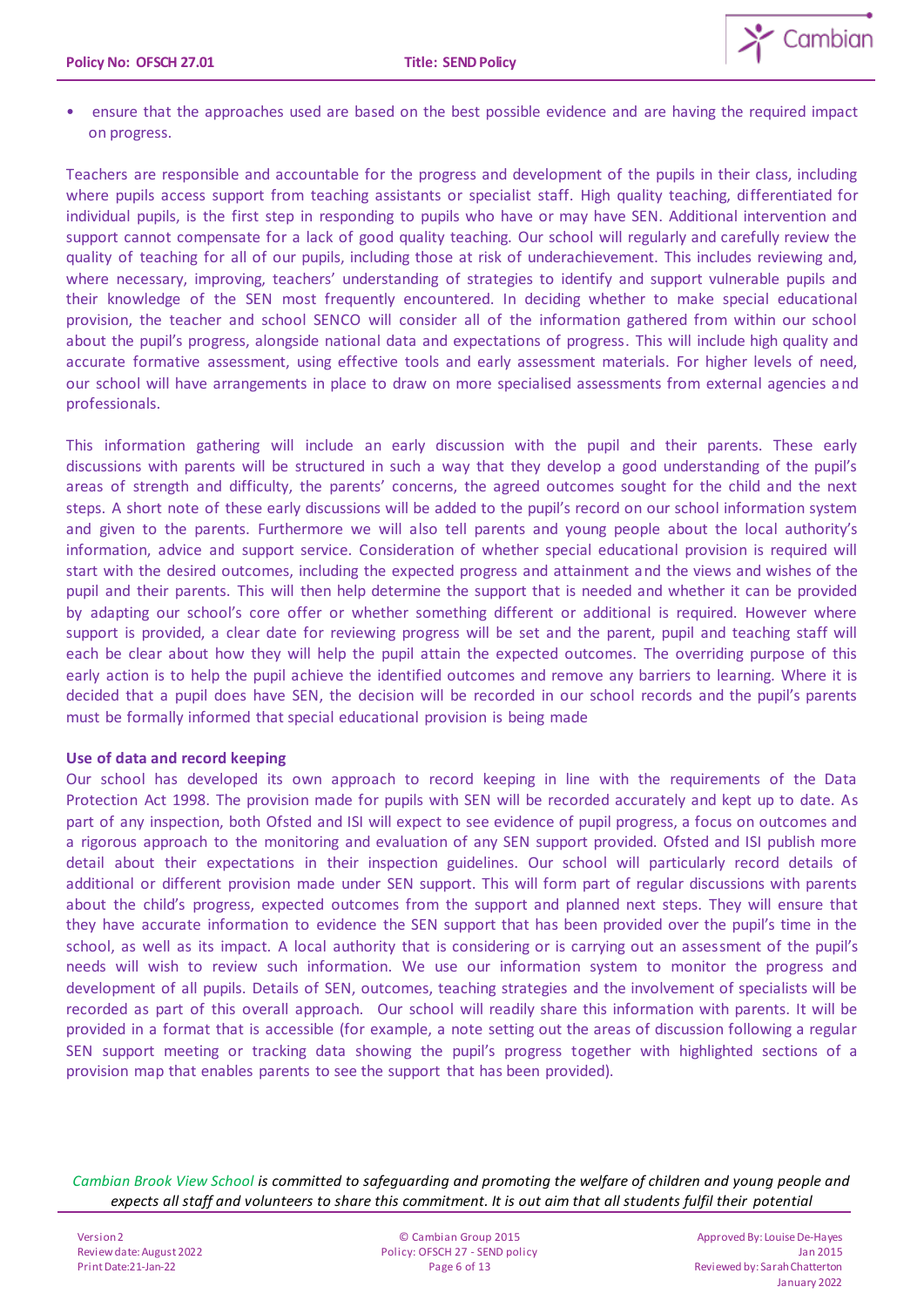- ensure that the approaches used are based on the best possible evidence and are having the required impact on progress.

Teachers are responsible and accountable for the progress and development of the pupils in their class, including where pupils access support from teaching assistants or specialist staff. High quality teaching, differentiated for individual pupils, is the first step in responding to pupils who have or may have SEN. Additional intervention and support cannot compensate for a lack of good quality teaching. Our school will regularly and carefully review the quality of teaching for all of our pupils, including those at risk of underachievement. This includes reviewing and, where necessary, improving, teachers' understanding of strategies to identify and support vulnerable pupils and their knowledge of the SEN most frequently encountered. In deciding whether to make special educational provision, the teacher and school SENCO will consider all of the information gathered from within our school about the pupil's progress, alongside national data and expectations of progress. This will include high quality and accurate formative assessment, using effective tools and early assessment materials. For higher levels of need, our school will have arrangements in place to draw on more specialised assessments from external agencies and professionals.

This information gathering will include an early discussion with the pupil and their parents. These early discussions with parents will be structured in such a way that they develop a good understanding of the pupil's areas of strength and difficulty, the parents' concerns, the agreed outcomes sought for the child and the next steps. A short note of these early discussions will be added to the pupil's record on our school information system and given to the parents. Furthermore we will also tell parents and young people about the local authority's information, advice and support service. Consideration of whether special educational provision is required will start with the desired outcomes, including the expected progress and attainment and the views and wishes of the pupil and their parents. This will then help determine the support that is needed and whether it can be provided by adapting our school's core offer or whether something different or additional is required. However where support is provided, a clear date for reviewing progress will be set and the parent, pupil and teaching staff will each be clear about how they will help the pupil attain the expected outcomes. The overriding purpose of this early action is to help the pupil achieve the identified outcomes and remove any barriers to learning. Where it is decided that a pupil does have SEN, the decision will be recorded in our school records and the pupil's parents must be formally informed that special educational provision is being made

**Use of data and record keeping**

Our school has developed its own approach to record keeping in line with the requirements of the Data Protection Act 1998. The provision made for pupils with SEN will be recorded accurately and kept up to date. As part of any inspection, both Ofsted and ISI will expect to see evidence of pupil progress, a focus on outcomes and a rigorous approach to the monitoring and evaluation of any SEN support provided. Ofsted and ISI publish more detail about their expectations in their inspection guidelines. Our school will particularly record details of additional or different provision made under SEN support. This will form part of regular discussions with parents about the child's progress, expected outcomes from the support and planned next steps. They will ensure that they have accurate information to evidence the SEN support that has been provided over the pupil's time in the school, as well as its impact. A local authority that is considering or is carrying out an assessment of the pupil's needs will wish to review such information. We use our information system to monitor the progress and development of all pupils. Details of SEN, outcomes, teaching strategies and the involvement of specialists will be recorded as part of this overall approach. Our school will readily share this information with parents. It will be provided in a format that is accessible (for example, a note setting out the areas of discussion following a regular SEN support meeting or tracking data showing the pupil's progress together with highlighted sections of a provision map that enables parents to see the support that has been provided).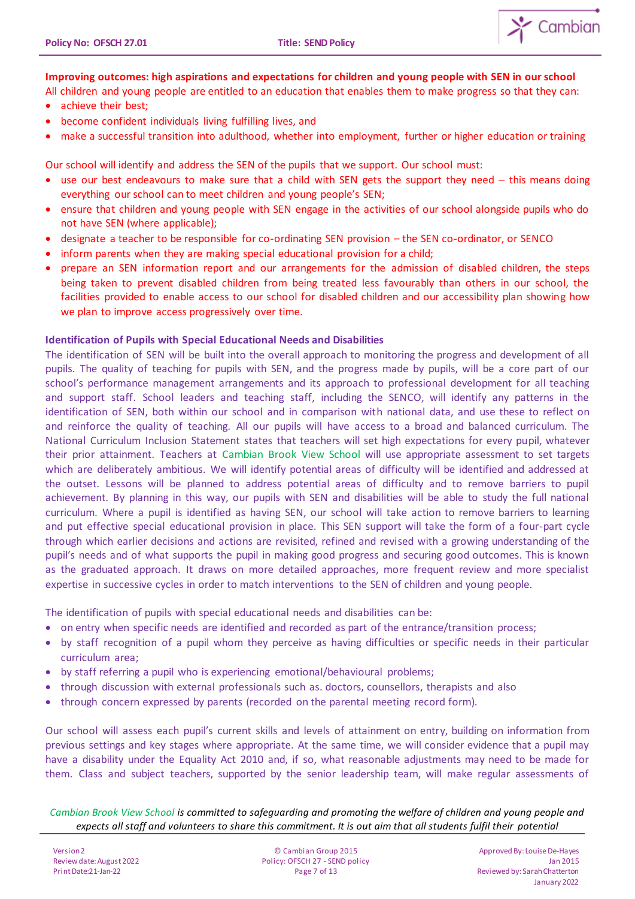**Improving outcomes: high aspirations and expectations for children and young people with SEN in our school**

All children and young people are entitled to an education that enables them to make progress so that they can:

- achieve their best;
- become confident individuals living fulfilling lives, and
- make a successful transition into adulthood, whether into employment, further or higher education or training

Our school will identify and address the SEN of the pupils that we support. Our school must:

- use our best endeavours to make sure that a child with SEN gets the support they need – this means doing everything our school can to meet children and young people's SEN;
- ensure that children and young people with SEN engage in the activities of our school alongside pupils who do not have SEN (where applicable);
- designate a teacher to be responsible for co-ordinating SEN provision – the SEN co-ordinator, or SENCO
- inform parents when they are making special educational provision for a child;
- prepare an SEN information report and our arrangements for the admission of disabled children, the steps being taken to prevent disabled children from being treated less favourably than others in our school, the facilities provided to enable access to our school for disabled children and our accessibility plan showing how we plan to improve access progressively over time.

**Identification of Pupils with Special Educational Needs and Disabilities**

The identification of SEN will be built into the overall approach to monitoring the progress and development of all pupils. The quality of teaching for pupils with SEN, and the progress made by pupils, will be a core part of our school's performance management arrangements and its approach to professional development for all teaching and support staff. School leaders and teaching staff, including the SENCO, will identify any patterns in the identification of SEN, both within our school and in comparison with national data, and use these to reflect on and reinforce the quality of teaching. All our pupils will have access to a broad and balanced curriculum. The National Curriculum Inclusion Statement states that teachers will set high expectations for every pupil, whatever their prior attainment. Teachers at Cambian Brook View School will use appropriate assessment to set targets which are deliberately ambitious. We will identify potential areas of difficulty will be identified and addressed at the outset. Lessons will be planned to address potential areas of difficulty and to remove barriers to pupil achievement. By planning in this way, our pupils with SEN and disabilities will be able to study the full national curriculum. Where a pupil is identified as having SEN, our school will take action to remove barriers to learning and put effective special educational provision in place. This SEN support will take the form of a four-part cycle through which earlier decisions and actions are revisited, refined and revised with a growing understanding of the pupil's needs and of what supports the pupil in making good progress and securing good outcomes. This is known as the graduated approach. It draws on more detailed approaches, more frequent review and more specialist expertise in successive cycles in order to match interventions to the SEN of children and young people.

The identification of pupils with special educational needs and disabilities can be:

- on entry when specific needs are identified and recorded as part of the entrance/transition process;
- by staff recognition of a pupil whom they perceive as having difficulties or specific needs in their particular curriculum area;
- by staff referring a pupil who is experiencing emotional/behavioural problems;
- through discussion with external professionals such as. doctors, counsellors, therapists and also
- through concern expressed by parents (recorded on the parental meeting record form).

Our school will assess each pupil's current skills and levels of attainment on entry, building on information from previous settings and key stages where appropriate. At the same time, we will consider evidence that a pupil may have a disability under the Equality Act 2010 and, if so, what reasonable adjustments may need to be made for them. Class and subject teachers, supported by the senior leadership team, will make regular assessments of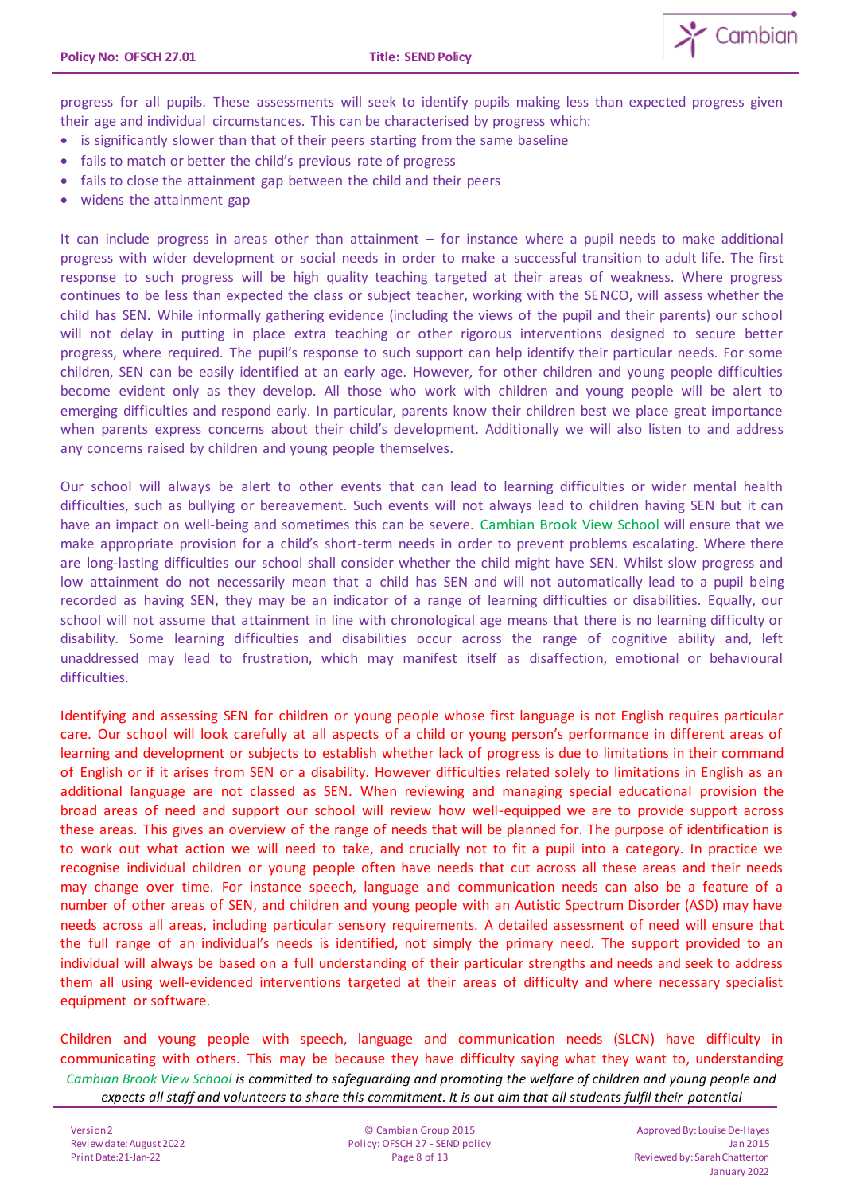progress for all pupils. These assessments will seek to identify pupils making less than expected progress given their age and individual circumstances. This can be characterised by progress which:

- is significantly slower than that of their peers starting from the same baseline
- fails to match or better the child's previous rate of progress
- fails to close the attainment gap between the child and their peers
- widens the attainment gap

It can include progress in areas other than attainment – for instance where a pupil needs to make additional progress with wider development or social needs in order to make a successful transition to adult life. The first response to such progress will be high quality teaching targeted at their areas of weakness. Where progress continues to be less than expected the class or subject teacher, working with the SENCO, will assess whether the child has SEN. While informally gathering evidence (including the views of the pupil and their parents) our school will not delay in putting in place extra teaching or other rigorous interventions designed to secure better progress, where required. The pupil's response to such support can help identify their particular needs. For some children, SEN can be easily identified at an early age. However, for other children and young people difficulties become evident only as they develop. All those who work with children and young people will be alert to emerging difficulties and respond early. In particular, parents know their children best we place great importance when parents express concerns about their child's development. Additionally we will also listen to and address any concerns raised by children and young people themselves.

Our school will always be alert to other events that can lead to learning difficulties or wider mental health difficulties, such as bullying or bereavement. Such events will not always lead to children having SEN but it can have an impact on well-being and sometimes this can be severe. Cambian Brook View School will ensure that we make appropriate provision for a child's short-term needs in order to prevent problems escalating. Where there are long-lasting difficulties our school shall consider whether the child might have SEN. Whilst slow progress and low attainment do not necessarily mean that a child has SEN and will not automatically lead to a pupil being recorded as having SEN, they may be an indicator of a range of learning difficulties or disabilities. Equally, our school will not assume that attainment in line with chronological age means that there is no learning difficulty or disability. Some learning difficulties and disabilities occur across the range of cognitive ability and, left unaddressed may lead to frustration, which may manifest itself as disaffection, emotional or behavioural difficulties.

Identifying and assessing SEN for children or young people whose first language is not English requires particular care. Our school will look carefully at all aspects of a child or young person's performance in different areas of learning and development or subjects to establish whether lack of progress is due to limitations in their command of English or if it arises from SEN or a disability. However difficulties related solely to limitations in English as an additional language are not classed as SEN. When reviewing and managing special educational provision the broad areas of need and support our school will review how well-equipped we are to provide support across these areas. This gives an overview of the range of needs that will be planned for. The purpose of identification is to work out what action we will need to take, and crucially not to fit a pupil into a category. In practice we recognise individual children or young people often have needs that cut across all these areas and their needs may change over time. For instance speech, language and communication needs can also be a feature of a number of other areas of SEN, and children and young people with an Autistic Spectrum Disorder (ASD) may have needs across all areas, including particular sensory requirements. A detailed assessment of need will ensure that the full range of an individual's needs is identified, not simply the primary need. The support provided to an individual will always be based on a full understanding of their particular strengths and needs and seek to address them all using well-evidenced interventions targeted at their areas of difficulty and where necessary specialist equipment or software.

Children and young people with speech, language and communication needs (SLCN) have difficulty in communicating with others. This may be because they have difficulty saying what they want to, understanding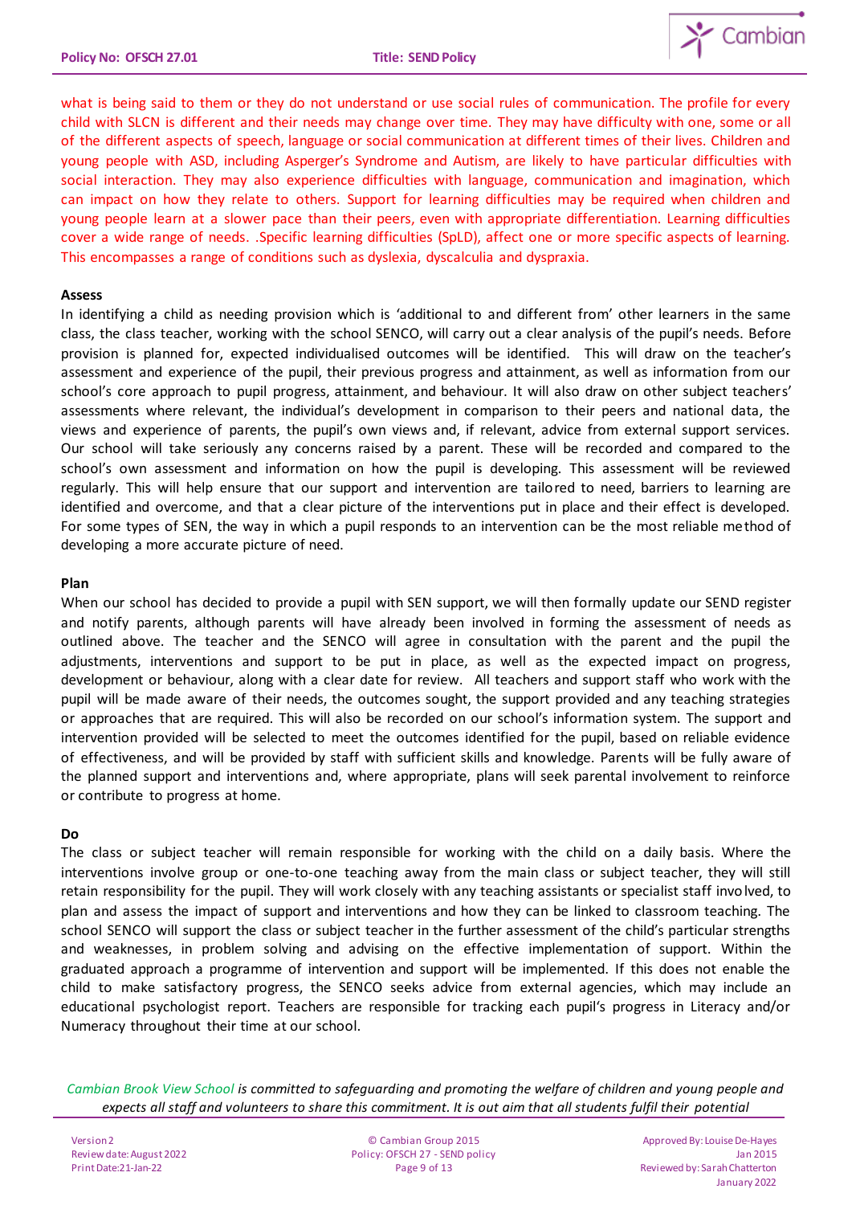what is being said to them or they do not understand or use social rules of communication. The profile for every child with SLCN is different and their needs may change over time. They may have difficulty with one, some or all of the different aspects of speech, language or social communication at different times of their lives. Children and young people with ASD, including Asperger's Syndrome and Autism, are likely to have particular difficulties with social interaction. They may also experience difficulties with language, communication and imagination, which can impact on how they relate to others. Support for learning difficulties may be required when children and young people learn at a slower pace than their peers, even with appropriate differentiation. Learning difficulties cover a wide range of needs. .Specific learning difficulties (SpLD), affect one or more specific aspects of learning. This encompasses a range of conditions such as dyslexia, dyscalculia and dyspraxia.

**Assess**

In identifying a child as needing provision which is 'additional to and different from' other learners in the same class, the class teacher, working with the school SENCO, will carry out a clear analysis of the pupil's needs. Before provision is planned for, expected individualised outcomes will be identified. This will draw on the teacher's assessment and experience of the pupil, their previous progress and attainment, as well as information from our school's core approach to pupil progress, attainment, and behaviour. It will also draw on other subject teachers' assessments where relevant, the individual's development in comparison to their peers and national data, the views and experience of parents, the pupil's own views and, if relevant, advice from external support services. Our school will take seriously any concerns raised by a parent. These will be recorded and compared to the school's own assessment and information on how the pupil is developing. This assessment will be reviewed regularly. This will help ensure that our support and intervention are tailored to need, barriers to learning are identified and overcome, and that a clear picture of the interventions put in place and their effect is developed. For some types of SEN, the way in which a pupil responds to an intervention can be the most reliable method of developing a more accurate picture of need.

**Plan**

When our school has decided to provide a pupil with SEN support, we will then formally update our SEND register and notify parents, although parents will have already been involved in forming the assessment of needs as outlined above. The teacher and the SENCO will agree in consultation with the parent and the pupil the adjustments, interventions and support to be put in place, as well as the expected impact on progress, development or behaviour, along with a clear date for review. All teachers and support staff who work with the pupil will be made aware of their needs, the outcomes sought, the support provided and any teaching strategies or approaches that are required. This will also be recorded on our school's information system. The support and intervention provided will be selected to meet the outcomes identified for the pupil, based on reliable evidence of effectiveness, and will be provided by staff with sufficient skills and knowledge. Parents will be fully aware of the planned support and interventions and, where appropriate, plans will seek parental involvement to reinforce or contribute to progress at home.

**Do**

The class or subject teacher will remain responsible for working with the child on a daily basis. Where the interventions involve group or one-to-one teaching away from the main class or subject teacher, they will still retain responsibility for the pupil. They will work closely with any teaching assistants or specialist staff involved, to plan and assess the impact of support and interventions and how they can be linked to classroom teaching. The school SENCO will support the class or subject teacher in the further assessment of the child's particular strengths and weaknesses, in problem solving and advising on the effective implementation of support. Within the graduated approach a programme of intervention and support will be implemented. If this does not enable the child to make satisfactory progress, the SENCO seeks advice from external agencies, which may include an educational psychologist report. Teachers are responsible for tracking each pupil's progress in Literacy and/or Numeracy throughout their time at our school.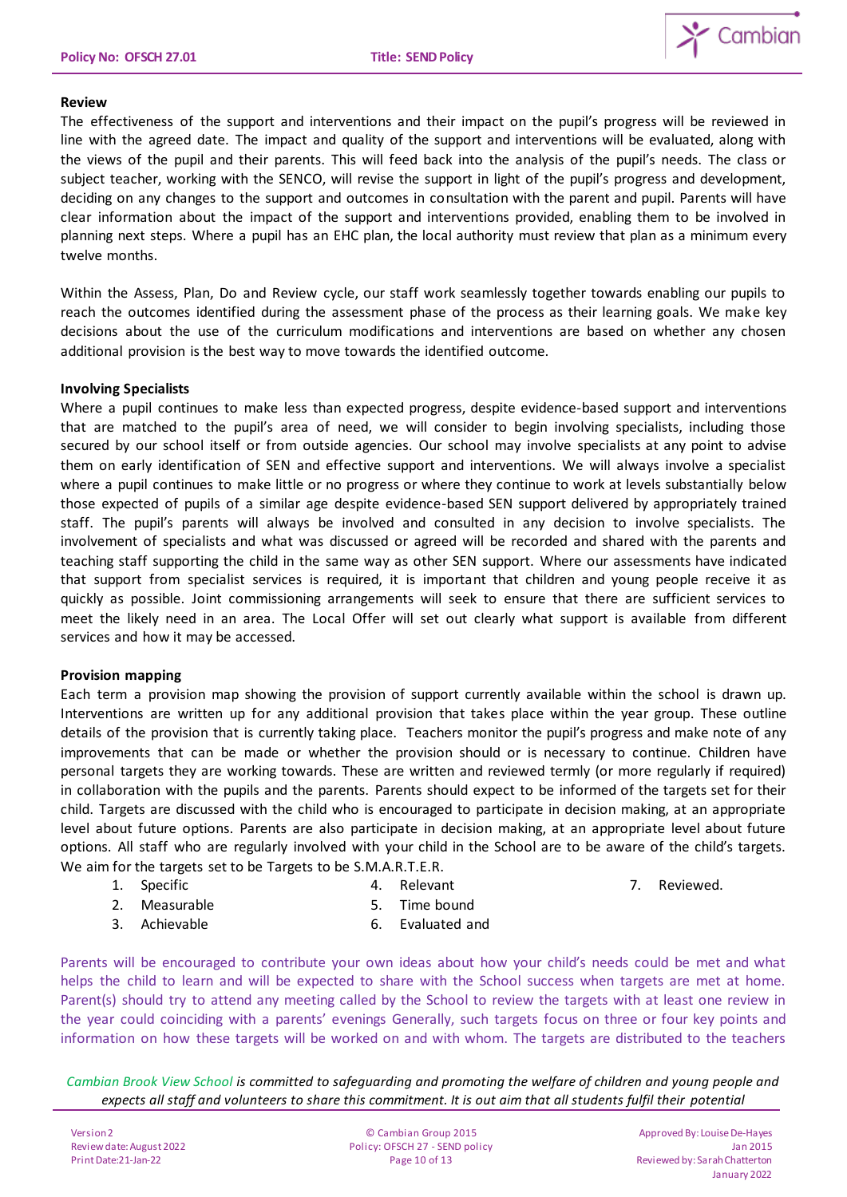**Review**

The effectiveness of the support and interventions and their impact on the pupil's progress will be reviewed in line with the agreed date. The impact and quality of the support and interventions will be evaluated, along with the views of the pupil and their parents. This will feed back into the analysis of the pupil's needs. The class or subject teacher, working with the SENCO, will revise the support in light of the pupil's progress and development, deciding on any changes to the support and outcomes in consultation with the parent and pupil. Parents will have clear information about the impact of the support and interventions provided, enabling them to be involved in planning next steps. Where a pupil has an EHC plan, the local authority must review that plan as a minimum every twelve months.

Within the Assess, Plan, Do and Review cycle, our staff work seamlessly together towards enabling our pupils to reach the outcomes identified during the assessment phase of the process as their learning goals. We make key decisions about the use of the curriculum modifications and interventions are based on whether any chosen additional provision is the best way to move towards the identified outcome.

**Involving Specialists**

Where a pupil continues to make less than expected progress, despite evidence-based support and interventions that are matched to the pupil's area of need, we will consider to begin involving specialists, including those secured by our school itself or from outside agencies. Our school may involve specialists at any point to advise them on early identification of SEN and effective support and interventions. We will always involve a specialist where a pupil continues to make little or no progress or where they continue to work at levels substantially below those expected of pupils of a similar age despite evidence-based SEN support delivered by appropriately trained staff. The pupil's parents will always be involved and consulted in any decision to involve specialists. The involvement of specialists and what was discussed or agreed will be recorded and shared with the parents and teaching staff supporting the child in the same way as other SEN support. Where our assessments have indicated that support from specialist services is required, it is important that children and young people receive it as quickly as possible. Joint commissioning arrangements will seek to ensure that there are sufficient services to meet the likely need in an area. The Local Offer will set out clearly what support is available from different services and how it may be accessed.

**Provision mapping**

Each term a provision map showing the provision of support currently available within the school is drawn up. Interventions are written up for any additional provision that takes place within the year group. These outline details of the provision that is currently taking place. Teachers monitor the pupil's progress and make note of any improvements that can be made or whether the provision should or is necessary to continue. Children have personal targets they are working towards. These are written and reviewed termly (or more regularly if required) in collaboration with the pupils and the parents. Parents should expect to be informed of the targets set for their child. Targets are discussed with the child who is encouraged to participate in decision making, at an appropriate level about future options. Parents are also participate in decision making, at an appropriate level about future options. All staff who are regularly involved with your child in the School are to be aware of the child's targets. We aim for the targets set to be Targets to be S.M.A.R.T.E.R.

1. Specific
2. Measurable
3. Achievable
4. Relevant
5. Time bound
6. Evaluated and
7. Reviewed.

Parents will be encouraged to contribute your own ideas about how your child's needs could be met and what helps the child to learn and will be expected to share with the School success when targets are met at home. Parent(s) should try to attend any meeting called by the School to review the targets with at least one review in the year could coinciding with a parents' evenings Generally, such targets focus on three or four key points and information on how these targets will be worked on and with whom. The targets are distributed to the teachers

*Cambian Brook View School is committed to safeguarding and promoting the welfare of children and young people and expects all staff and volunteers to share this commitment. It is out aim that all students fulfil their potential*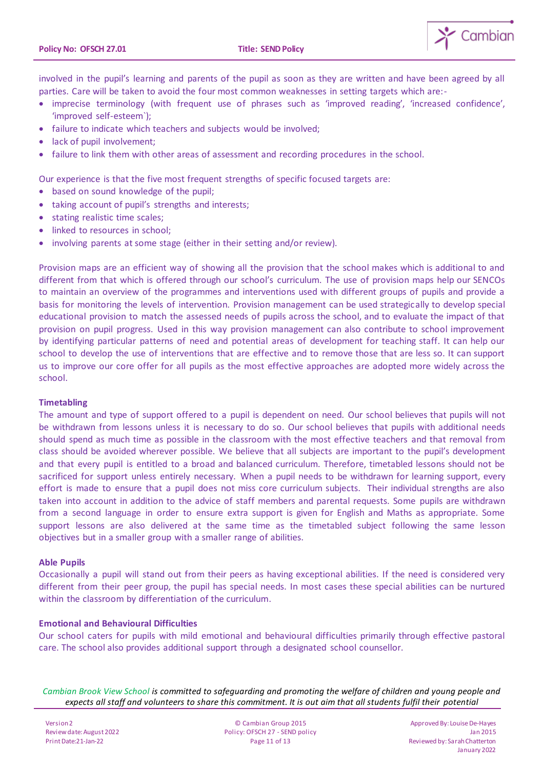involved in the pupil's learning and parents of the pupil as soon as they are written and have been agreed by all parties. Care will be taken to avoid the four most common weaknesses in setting targets which are:-

- imprecise terminology (with frequent use of phrases such as 'improved reading', 'increased confidence', 'improved self-esteem`);
- failure to indicate which teachers and subjects would be involved;
- lack of pupil involvement;
- failure to link them with other areas of assessment and recording procedures in the school.

Our experience is that the five most frequent strengths of specific focused targets are:

- based on sound knowledge of the pupil;
- taking account of pupil's strengths and interests;
- stating realistic time scales;
- linked to resources in school;
- involving parents at some stage (either in their setting and/or review).

Provision maps are an efficient way of showing all the provision that the school makes which is additional to and different from that which is offered through our school's curriculum. The use of provision maps help our SENCOs to maintain an overview of the programmes and interventions used with different groups of pupils and provide a basis for monitoring the levels of intervention. Provision management can be used strategically to develop special educational provision to match the assessed needs of pupils across the school, and to evaluate the impact of that provision on pupil progress. Used in this way provision management can also contribute to school improvement by identifying particular patterns of need and potential areas of development for teaching staff. It can help our school to develop the use of interventions that are effective and to remove those that are less so. It can support us to improve our core offer for all pupils as the most effective approaches are adopted more widely across the school.

**Timetabling**

The amount and type of support offered to a pupil is dependent on need. Our school believes that pupils will not be withdrawn from lessons unless it is necessary to do so. Our school believes that pupils with additional needs should spend as much time as possible in the classroom with the most effective teachers and that removal from class should be avoided wherever possible. We believe that all subjects are important to the pupil's development and that every pupil is entitled to a broad and balanced curriculum. Therefore, timetabled lessons should not be sacrificed for support unless entirely necessary. When a pupil needs to be withdrawn for learning support, every effort is made to ensure that a pupil does not miss core curriculum subjects. Their individual strengths are also taken into account in addition to the advice of staff members and parental requests. Some pupils are withdrawn from a second language in order to ensure extra support is given for English and Maths as appropriate. Some support lessons are also delivered at the same time as the timetabled subject following the same lesson objectives but in a smaller group with a smaller range of abilities.

**Able Pupils**

Occasionally a pupil will stand out from their peers as having exceptional abilities. If the need is considered very different from their peer group, the pupil has special needs. In most cases these special abilities can be nurtured within the classroom by differentiation of the curriculum.

**Emotional and Behavioural Difficulties**

Our school caters for pupils with mild emotional and behavioural difficulties primarily through effective pastoral care. The school also provides additional support through a designated school counsellor.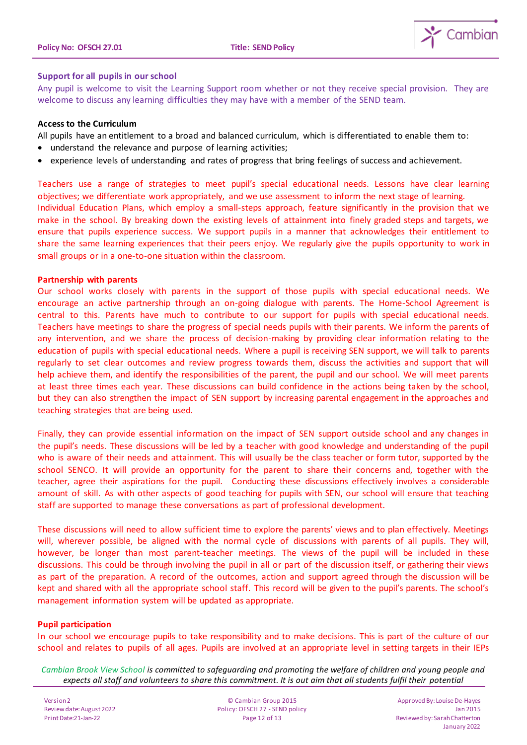### Support for all pupils in our school

Any pupil is welcome to visit the Learning Support room whether or not they receive special provision. They are welcome to discuss any learning difficulties they may have with a member of the SEND team.

### Access to the Curriculum

All pupils have an entitlement to a broad and balanced curriculum, which is differentiated to enable them to:

- understand the relevance and purpose of learning activities;
- experience levels of understanding and rates of progress that bring feelings of success and achievement.

Teachers use a range of strategies to meet pupil's special educational needs. Lessons have clear learning objectives; we differentiate work appropriately, and we use assessment to inform the next stage of learning. Individual Education Plans, which employ a small-steps approach, feature significantly in the provision that we make in the school. By breaking down the existing levels of attainment into finely graded steps and targets, we ensure that pupils experience success. We support pupils in a manner that acknowledges their entitlement to share the same learning experiences that their peers enjoy. We regularly give the pupils opportunity to work in small groups or in a one-to-one situation within the classroom.

### Partnership with parents

Our school works closely with parents in the support of those pupils with special educational needs. We encourage an active partnership through an on-going dialogue with parents. The Home-School Agreement is central to this. Parents have much to contribute to our support for pupils with special educational needs. Teachers have meetings to share the progress of special needs pupils with their parents. We inform the parents of any intervention, and we share the process of decision-making by providing clear information relating to the education of pupils with special educational needs. Where a pupil is receiving SEN support, we will talk to parents regularly to set clear outcomes and review progress towards them, discuss the activities and support that will help achieve them, and identify the responsibilities of the parent, the pupil and our school. We will meet parents at least three times each year. These discussions can build confidence in the actions being taken by the school, but they can also strengthen the impact of SEN support by increasing parental engagement in the approaches and teaching strategies that are being used.

Finally, they can provide essential information on the impact of SEN support outside school and any changes in the pupil's needs. These discussions will be led by a teacher with good knowledge and understanding of the pupil who is aware of their needs and attainment. This will usually be the class teacher or form tutor, supported by the school SENCO. It will provide an opportunity for the parent to share their concerns and, together with the teacher, agree their aspirations for the pupil. Conducting these discussions effectively involves a considerable amount of skill. As with other aspects of good teaching for pupils with SEN, our school will ensure that teaching staff are supported to manage these conversations as part of professional development.

These discussions will need to allow sufficient time to explore the parents' views and to plan effectively. Meetings will, wherever possible, be aligned with the normal cycle of discussions with parents of all pupils. They will, however, be longer than most parent-teacher meetings. The views of the pupil will be included in these discussions. This could be through involving the pupil in all or part of the discussion itself, or gathering their views as part of the preparation. A record of the outcomes, action and support agreed through the discussion will be kept and shared with all the appropriate school staff. This record will be given to the pupil's parents. The school's management information system will be updated as appropriate.

### Pupil participation

In our school we encourage pupils to take responsibility and to make decisions. This is part of the culture of our school and relates to pupils of all ages. Pupils are involved at an appropriate level in setting targets in their IEPs

*Cambian Brook View School is committed to safeguarding and promoting the welfare of children and young people and expects all staff and volunteers to share this commitment. It is out aim that all students fulfil their potential*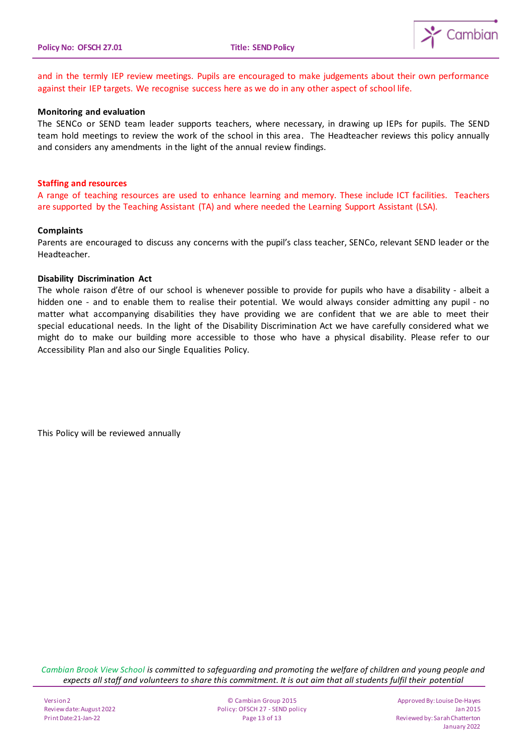and in the termly IEP review meetings. Pupils are encouraged to make judgements about their own performance against their IEP targets. We recognise success here as we do in any other aspect of school life.

**Monitoring and evaluation**

The SENCo or SEND team leader supports teachers, where necessary, in drawing up IEPs for pupils. The SEND team hold meetings to review the work of the school in this area. The Headteacher reviews this policy annually and considers any amendments in the light of the annual review findings.

**Staffing and resources**

A range of teaching resources are used to enhance learning and memory. These include ICT facilities. Teachers are supported by the Teaching Assistant (TA) and where needed the Learning Support Assistant (LSA).

**Complaints**

Parents are encouraged to discuss any concerns with the pupil's class teacher, SENCo, relevant SEND leader or the Headteacher.

**Disability Discrimination Act**

The whole raison d'être of our school is whenever possible to provide for pupils who have a disability - albeit a hidden one - and to enable them to realise their potential. We would always consider admitting any pupil - no matter what accompanying disabilities they have providing we are confident that we are able to meet their special educational needs. In the light of the Disability Discrimination Act we have carefully considered what we might do to make our building more accessible to those who have a physical disability. Please refer to our Accessibility Plan and also our Single Equalities Policy.

This Policy will be reviewed annually